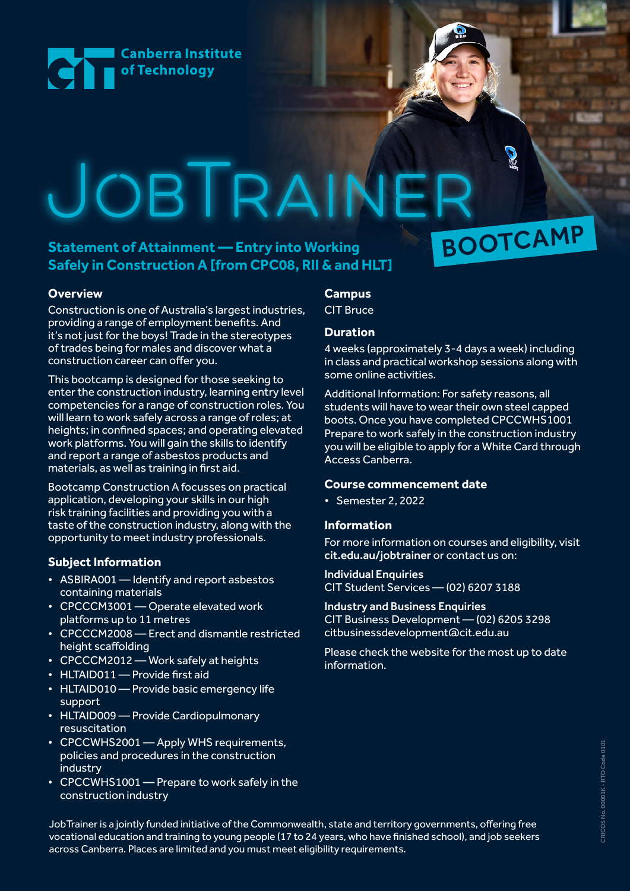Canberra Institute of Technology

# JobTrainer BOOTCAMP

## Statement of Attainment — Entry into Working Safely in Construction A [from CPC08, RII & and HLT]

### Overview

Construction is one of Australia's largest industries, providing a range of employment benefits. And it's not just for the boys! Trade in the stereotypes of trades being for males and discover what a construction career can offer you.

This bootcamp is designed for those seeking to enter the construction industry, learning entry level competencies for a range of construction roles. You will learn to work safely across a range of roles; at heights; in confined spaces; and operating elevated work platforms. You will gain the skills to identify and report a range of asbestos products and materials, as well as training in first aid.

Bootcamp Construction A focusses on practical application, developing your skills in our high risk training facilities and providing you with a taste of the construction industry, along with the opportunity to meet industry professionals.

### Subject Information

- ASBIRA001 — Identify and report asbestos containing materials
- CPCCCM3001 — Operate elevated work platforms up to 11 metres
- CPCCCM2008 — Erect and dismantle restricted height scaffolding
- CPCCCM2012 — Work safely at heights
- HLTAID011 — Provide first aid
- HLTAID010 — Provide basic emergency life support
- HLTAID009 — Provide Cardiopulmonary resuscitation
- CPCCWHS2001 — Apply WHS requirements, policies and procedures in the construction industry
- CPCCWHS1001 — Prepare to work safely in the construction industry

### Campus

CIT Bruce

### Duration

4 weeks (approximately 3-4 days a week) including in class and practical workshop sessions along with some online activities.

Additional Information: For safety reasons, all students will have to wear their own steel capped boots. Once you have completed CPCCWHS1001 Prepare to work safely in the construction industry you will be eligible to apply for a White Card through Access Canberra.

### Course commencement date

- Semester 2, 2022

### Information

For more information on courses and eligibility, visit **cit.edu.au/jobtrainer** or contact us on:

**Individual Enquiries**
CIT Student Services — (02) 6207 3188

**Industry and Business Enquiries**
CIT Business Development — (02) 6205 3298
citbusinessdevelopment@cit.edu.au

Please check the website for the most up to date information.

JobTrainer is a jointly funded initiative of the Commonwealth, state and territory governments, offering free vocational education and training to young people (17 to 24 years, who have finished school), and job seekers across Canberra. Places are limited and you must meet eligibility requirements.

CRICOS No. 00001K - RTO Code 0101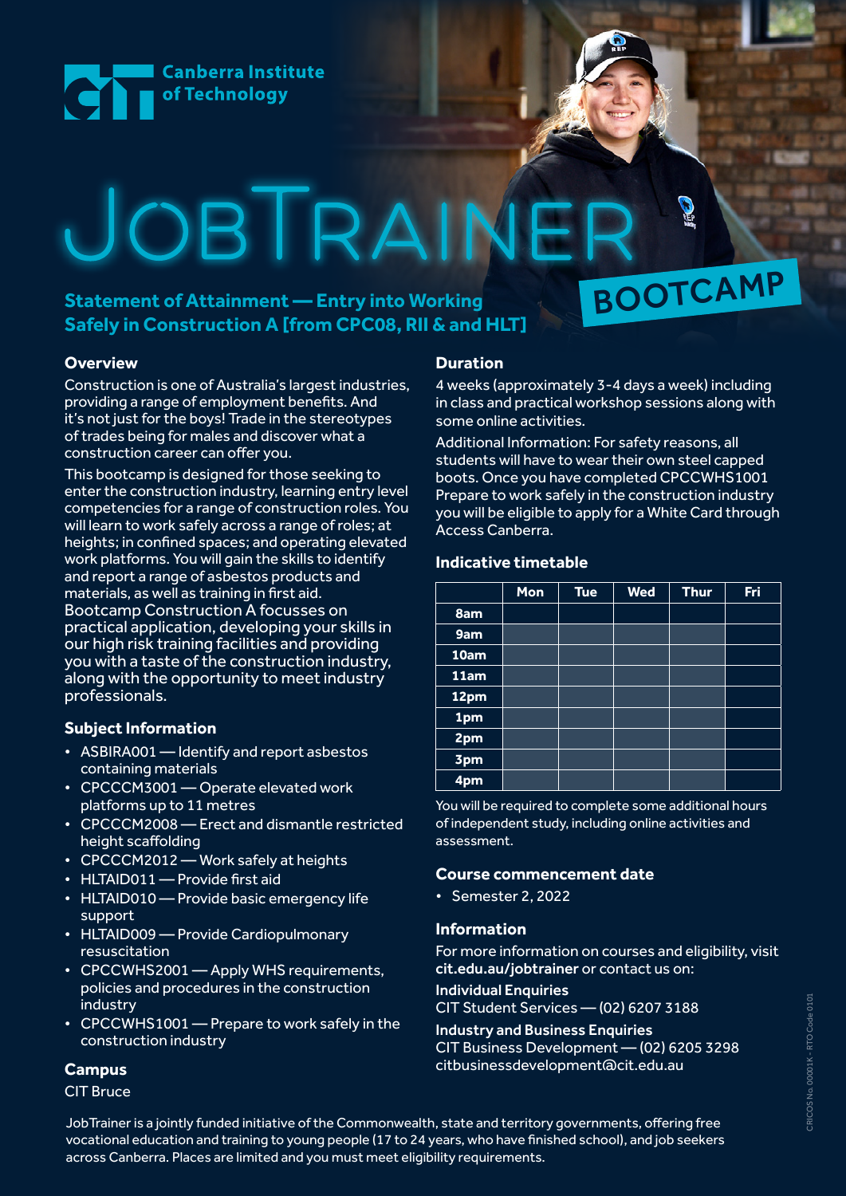Canberra Institute of Technology

# JobTrainer

BOOTCAMP

## Statement of Attainment — Entry into Working Safely in Construction A [from CPC08, RII & and HLT]

### Overview

Construction is one of Australia's largest industries, providing a range of employment benefits. And it's not just for the boys! Trade in the stereotypes of trades being for males and discover what a construction career can offer you.

This bootcamp is designed for those seeking to enter the construction industry, learning entry level competencies for a range of construction roles. You will learn to work safely across a range of roles; at heights; in confined spaces; and operating elevated work platforms. You will gain the skills to identify and report a range of asbestos products and materials, as well as training in first aid. Bootcamp Construction A focusses on practical application, developing your skills in our high risk training facilities and providing you with a taste of the construction industry, along with the opportunity to meet industry professionals.

### Subject Information

- ASBIRA001 — Identify and report asbestos containing materials
- CPCCCM3001 — Operate elevated work platforms up to 11 metres
- CPCCCM2008 — Erect and dismantle restricted height scaffolding
- CPCCCM2012 — Work safely at heights
- HLTAID011 — Provide first aid
- HLTAID010 — Provide basic emergency life support
- HLTAID009 — Provide Cardiopulmonary resuscitation
- CPCCWHS2001 — Apply WHS requirements, policies and procedures in the construction industry
- CPCCWHS1001 — Prepare to work safely in the construction industry

### Campus

CIT Bruce

### Duration

4 weeks (approximately 3-4 days a week) including in class and practical workshop sessions along with some online activities.

Additional Information: For safety reasons, all students will have to wear their own steel capped boots. Once you have completed CPCCWHS1001 Prepare to work safely in the construction industry you will be eligible to apply for a White Card through Access Canberra.

### Indicative timetable

| | Mon | Tue | Wed | Thur | Fri |
|---|---|---|---|---|---|
| 8am | | | | | |
| 9am | | | | | |
| 10am | | | | | |
| 11am | | | | | |
| 12pm | | | | | |
| 1pm | | | | | |
| 2pm | | | | | |
| 3pm | | | | | |
| 4pm | | | | | |

You will be required to complete some additional hours of independent study, including online activities and assessment.

### Course commencement date

- Semester 2, 2022

### Information

For more information on courses and eligibility, visit **cit.edu.au/jobtrainer** or contact us on:

**Individual Enquiries**
CIT Student Services — (02) 6207 3188

**Industry and Business Enquiries**
CIT Business Development — (02) 6205 3298
citbusinessdevelopment@cit.edu.au

JobTrainer is a jointly funded initiative of the Commonwealth, state and territory governments, offering free vocational education and training to young people (17 to 24 years, who have finished school), and job seekers across Canberra. Places are limited and you must meet eligibility requirements.

CRICOS No. 00001K - RTO Code 0101